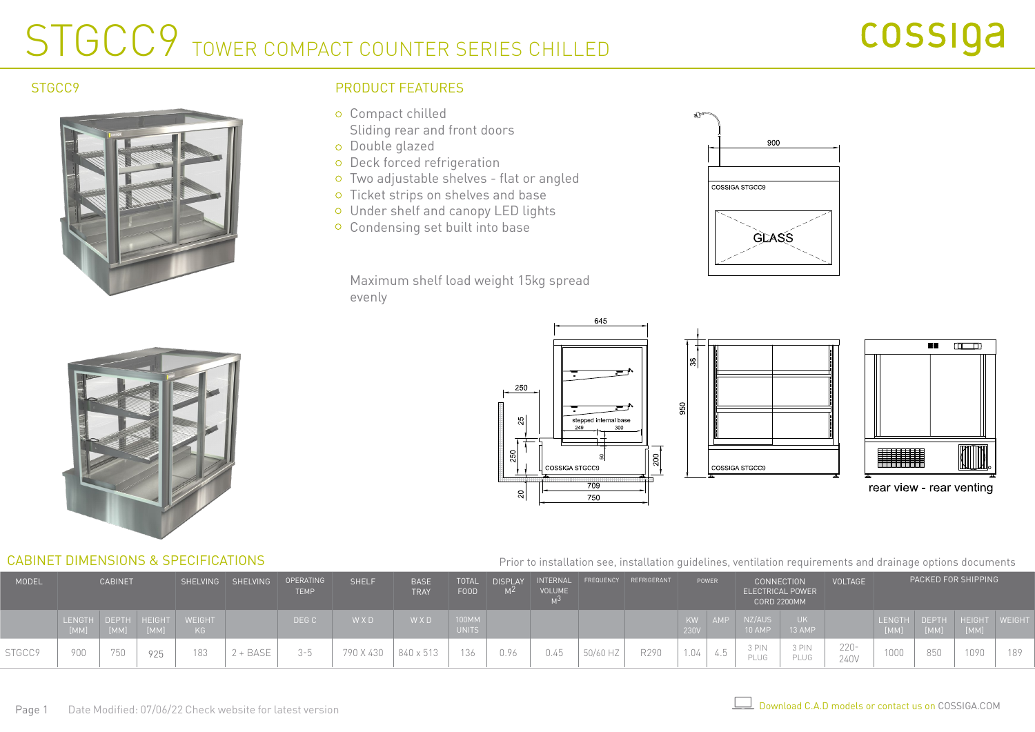# STGCC9 TOWER COMPACT COUNTER SERIES CHILLED

cossiga

## STGCC9

## PRODUCT FEATURES

- Compact chilled
  Sliding rear and front doors
- Double glazed
- Deck forced refrigeration
- Two adjustable shelves - flat or angled
- Ticket strips on shelves and base
- Under shelf and canopy LED lights
- Condensing set built into base

Maximum shelf load weight 15kg spread evenly

900

COSSIGA STGCC9

GLASS

645

250

25

250

20

stepped internal base

249 300

50

200

COSSIGA STGCC9

709

750

38

950

COSSIGA STGCC9

rear view - rear venting

## CABINET DIMENSIONS & SPECIFICATIONS

Prior to installation see, installation guidelines, ventilation requirements and drainage options documents

| MODEL | CABINET | | | SHELVING | SHELVING | OPERATING TEMP | SHELF | BASE TRAY | TOTAL FOOD | DISPLAY $M^2$ | INTERNAL VOLUME $M^3$ | FREQUENCY | REFRIGERANT | POWER | | CONNECTION ELECTRICAL POWER CORD 2200MM | | VOLTAGE | PACKED FOR SHIPPING | | | |
|---|---|---|---|---|---|---|---|---|---|---|---|---|---|---|---|---|---|---|---|---|---|---|
| | LENGTH [MM] | DEPTH [MM] | HEIGHT [MM] | WEIGHT KG | | DEG C | W X D | W X D | 100MM UNITS | | | | | KW 230V | AMP | NZ/AUS 10 AMP | UK 13 AMP | | LENGTH [MM] | DEPTH [MM] | HEIGHT [MM] | WEIGHT |
| STGCC9 | 900 | 750 | 925 | 183 | 2 + BASE | 3-5 | 790 X 430 | 840 x 513 | 136 | 0.96 | 0.45 | 50/60 HZ | R290 | 1.04 | 4.5 | 3 PIN PLUG | 3 PIN PLUG | 220-240V | 1000 | 850 | 1090 | 189 |

Date Modified: 07/06/22 Check website for latest version

Download C.A.D models or contact us on COSSIGA.COM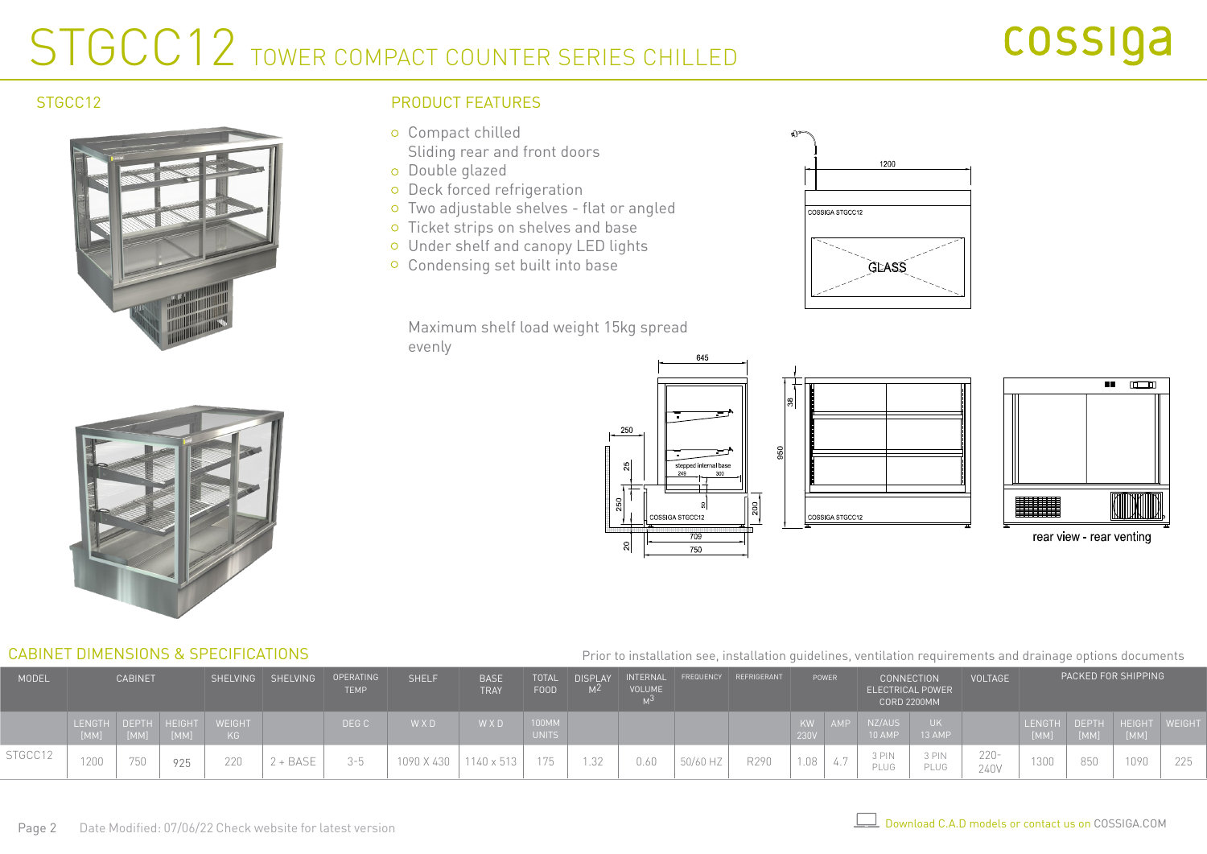# STGCC12 TOWER COMPACT COUNTER SERIES CHILLED

cossiga

## STGCC12

## PRODUCT FEATURES

- Compact chilled
  Sliding rear and front doors
- Double glazed
- Deck forced refrigeration
- Two adjustable shelves - flat or angled
- Ticket strips on shelves and base
- Under shelf and canopy LED lights
- Condensing set built into base

Maximum shelf load weight 15kg spread evenly

1200

COSSIGA STGCC12

GLASS

645

250

25

250

20

stepped internal base

249

300

50

200

COSSIGA STGCC12

709

750

38

950

COSSIGA STGCC12

rear view - rear venting

## CABINET DIMENSIONS & SPECIFICATIONS

Prior to installation see, installation guidelines, ventilation requirements and drainage options documents

| MODEL | CABINET | | | SHELVING | SHELVING | OPERATING TEMP | SHELF | BASE TRAY | TOTAL FOOD | DISPLAY $M^2$ | INTERNAL VOLUME $M^3$ | FREQUENCY | REFRIGERANT | POWER | | CONNECTION ELECTRICAL POWER CORD 2200MM | | VOLTAGE | PACKED FOR SHIPPING | | | |
|---|---|---|---|---|---|---|---|---|---|---|---|---|---|---|---|---|---|---|---|---|---|---|
| | LENGTH [MM] | DEPTH [MM] | HEIGHT [MM] | WEIGHT KG | | DEG C | W X D | W X D | 100MM UNITS | | | | | KW 230V | AMP | NZ/AUS 10 AMP | UK 13 AMP | | LENGTH [MM] | DEPTH [MM] | HEIGHT [MM] | WEIGHT |
| STGCC12 | 1200 | 750 | 925 | 220 | 2 + BASE | 3-5 | 1090 X 430 | 1140 x 513 | 175 | 1.32 | 0.60 | 50/60 HZ | R290 | 1.08 | 4.7 | 3 PIN PLUG | 3 PIN PLUG | 220-240V | 1300 | 850 | 1090 | 225 |

Date Modified: 07/06/22 Check website for latest version

Download C.A.D models or contact us on COSSIGA.COM